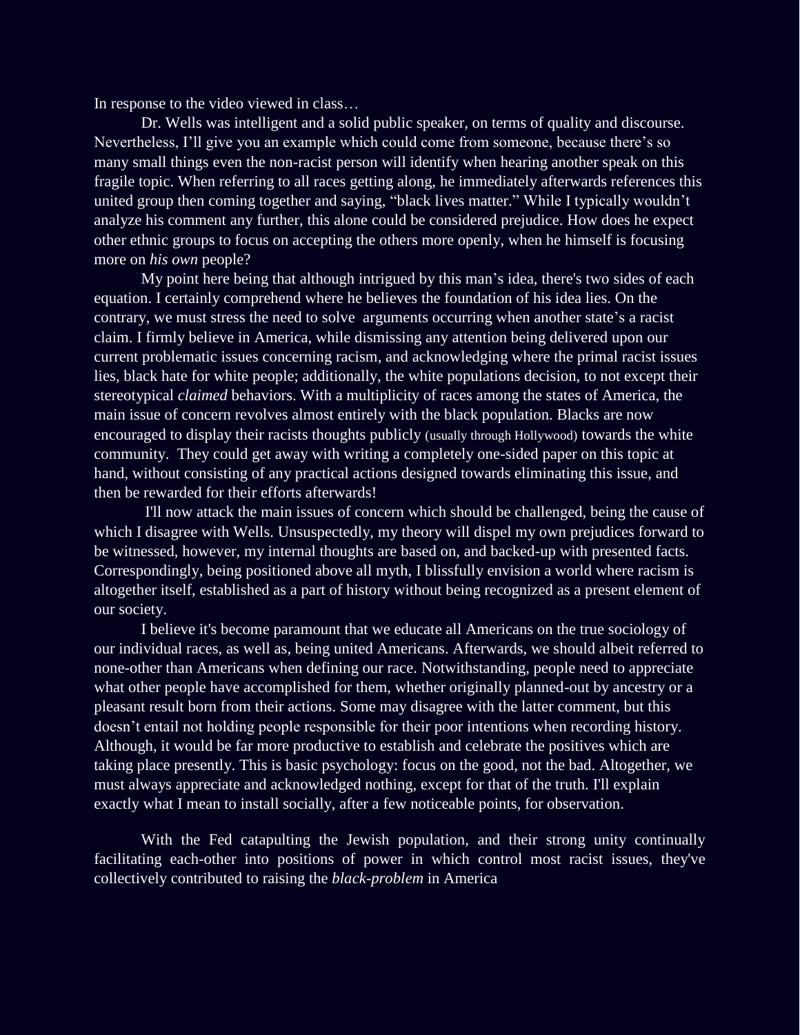In response to the video viewed in class…

Dr. Wells was intelligent and a solid public speaker, on terms of quality and discourse. Nevertheless, I'll give you an example which could come from someone, because there's so many small things even the non-racist person will identify when hearing another speak on this fragile topic. When referring to all races getting along, he immediately afterwards references this united group then coming together and saying, "black lives matter." While I typically wouldn't analyze his comment any further, this alone could be considered prejudice. How does he expect other ethnic groups to focus on accepting the others more openly, when he himself is focusing more on *his own* people?

My point here being that although intrigued by this man's idea, there's two sides of each equation. I certainly comprehend where he believes the foundation of his idea lies. On the contrary, we must stress the need to solve arguments occurring when another state's a racist claim. I firmly believe in America, while dismissing any attention being delivered upon our current problematic issues concerning racism, and acknowledging where the primal racist issues lies, black hate for white people; additionally, the white populations decision, to not except their stereotypical *claimed* behaviors. With a multiplicity of races among the states of America, the main issue of concern revolves almost entirely with the black population. Blacks are now encouraged to display their racists thoughts publicly (usually through Hollywood) towards the white community. They could get away with writing a completely one-sided paper on this topic at hand, without consisting of any practical actions designed towards eliminating this issue, and then be rewarded for their efforts afterwards!

I'll now attack the main issues of concern which should be challenged, being the cause of which I disagree with Wells. Unsuspectedly, my theory will dispel my own prejudices forward to be witnessed, however, my internal thoughts are based on, and backed-up with presented facts. Correspondingly, being positioned above all myth, I blissfully envision a world where racism is altogether itself, established as a part of history without being recognized as a present element of our society.

I believe it's become paramount that we educate all Americans on the true sociology of our individual races, as well as, being united Americans. Afterwards, we should albeit referred to none-other than Americans when defining our race. Notwithstanding, people need to appreciate what other people have accomplished for them, whether originally planned-out by ancestry or a pleasant result born from their actions. Some may disagree with the latter comment, but this doesn't entail not holding people responsible for their poor intentions when recording history. Although, it would be far more productive to establish and celebrate the positives which are taking place presently. This is basic psychology: focus on the good, not the bad. Altogether, we must always appreciate and acknowledged nothing, except for that of the truth. I'll explain exactly what I mean to install socially, after a few noticeable points, for observation.

With the Fed catapulting the Jewish population, and their strong unity continually facilitating each-other into positions of power in which control most racist issues, they've collectively contributed to raising the *black-problem* in America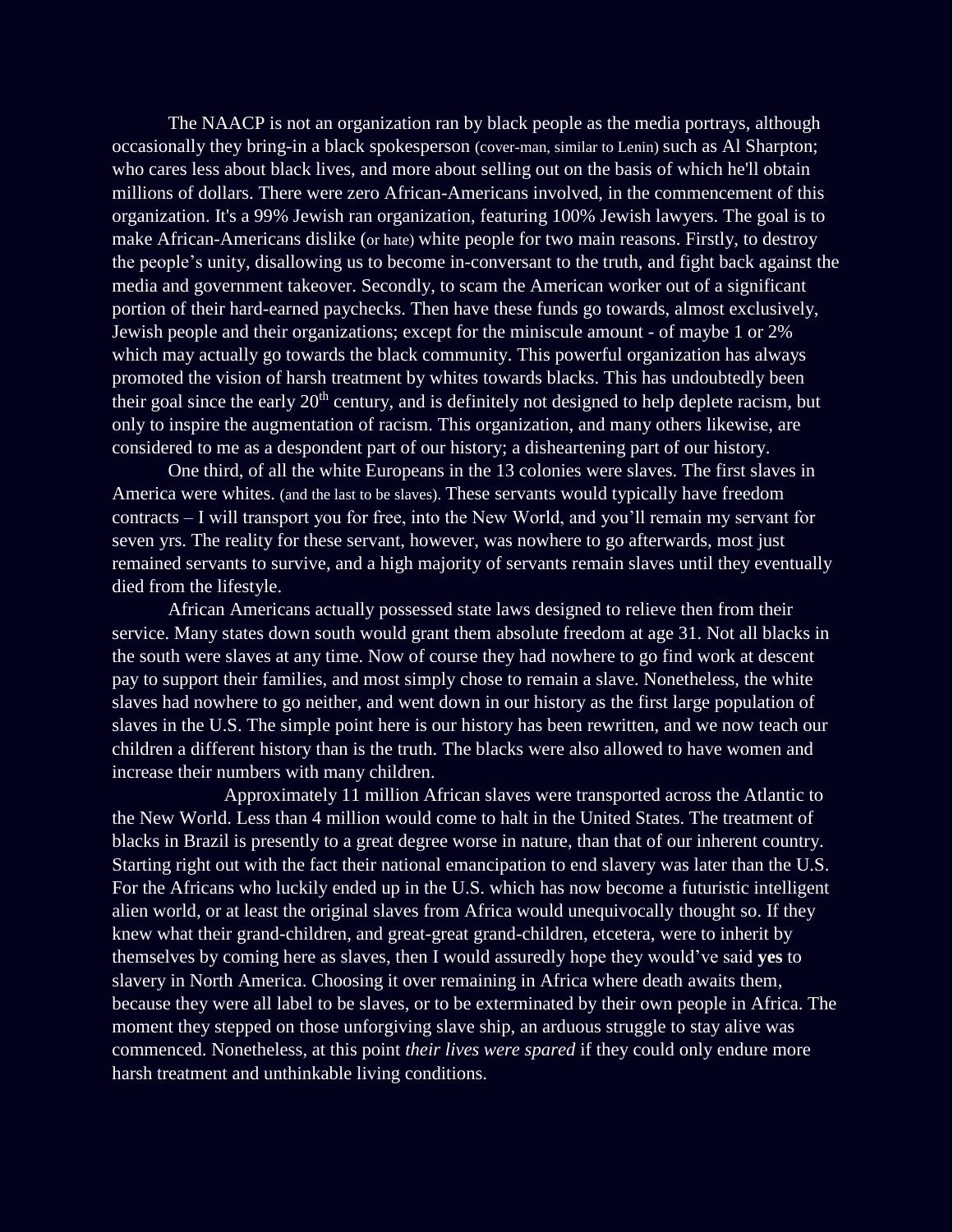The NAACP is not an organization ran by black people as the media portrays, although occasionally they bring-in a black spokesperson (cover-man, similar to Lenin) such as Al Sharpton; who cares less about black lives, and more about selling out on the basis of which he'll obtain millions of dollars. There were zero African-Americans involved, in the commencement of this organization. It's a 99% Jewish ran organization, featuring 100% Jewish lawyers. The goal is to make African-Americans dislike (or hate) white people for two main reasons. Firstly, to destroy the people's unity, disallowing us to become in-conversant to the truth, and fight back against the media and government takeover. Secondly, to scam the American worker out of a significant portion of their hard-earned paychecks. Then have these funds go towards, almost exclusively, Jewish people and their organizations; except for the miniscule amount - of maybe 1 or 2% which may actually go towards the black community. This powerful organization has always promoted the vision of harsh treatment by whites towards blacks. This has undoubtedly been their goal since the early 20th century, and is definitely not designed to help deplete racism, but only to inspire the augmentation of racism. This organization, and many others likewise, are considered to me as a despondent part of our history; a disheartening part of our history.

One third, of all the white Europeans in the 13 colonies were slaves. The first slaves in America were whites. (and the last to be slaves). These servants would typically have freedom contracts – I will transport you for free, into the New World, and you'll remain my servant for seven yrs. The reality for these servant, however, was nowhere to go afterwards, most just remained servants to survive, and a high majority of servants remain slaves until they eventually died from the lifestyle.

African Americans actually possessed state laws designed to relieve then from their service. Many states down south would grant them absolute freedom at age 31. Not all blacks in the south were slaves at any time. Now of course they had nowhere to go find work at descent pay to support their families, and most simply chose to remain a slave. Nonetheless, the white slaves had nowhere to go neither, and went down in our history as the first large population of slaves in the U.S. The simple point here is our history has been rewritten, and we now teach our children a different history than is the truth. The blacks were also allowed to have women and increase their numbers with many children.

Approximately 11 million African slaves were transported across the Atlantic to the New World. Less than 4 million would come to halt in the United States. The treatment of blacks in Brazil is presently to a great degree worse in nature, than that of our inherent country. Starting right out with the fact their national emancipation to end slavery was later than the U.S. For the Africans who luckily ended up in the U.S. which has now become a futuristic intelligent alien world, or at least the original slaves from Africa would unequivocally thought so. If they knew what their grand-children, and great-great grand-children, etcetera, were to inherit by themselves by coming here as slaves, then I would assuredly hope they would've said **yes** to slavery in North America. Choosing it over remaining in Africa where death awaits them, because they were all label to be slaves, or to be exterminated by their own people in Africa. The moment they stepped on those unforgiving slave ship, an arduous struggle to stay alive was commenced. Nonetheless, at this point *their lives were spared* if they could only endure more harsh treatment and unthinkable living conditions.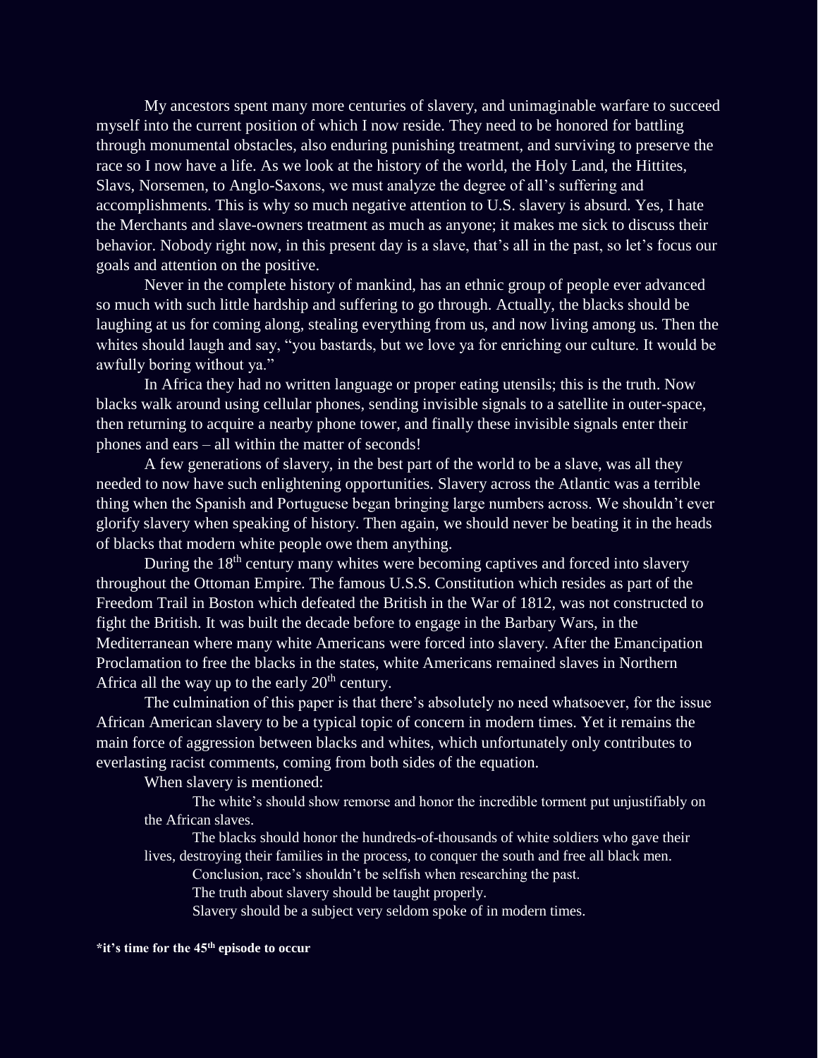My ancestors spent many more centuries of slavery, and unimaginable warfare to succeed myself into the current position of which I now reside. They need to be honored for battling through monumental obstacles, also enduring punishing treatment, and surviving to preserve the race so I now have a life. As we look at the history of the world, the Holy Land, the Hittites, Slavs, Norsemen, to Anglo-Saxons, we must analyze the degree of all's suffering and accomplishments. This is why so much negative attention to U.S. slavery is absurd. Yes, I hate the Merchants and slave-owners treatment as much as anyone; it makes me sick to discuss their behavior. Nobody right now, in this present day is a slave, that's all in the past, so let's focus our goals and attention on the positive.

Never in the complete history of mankind, has an ethnic group of people ever advanced so much with such little hardship and suffering to go through. Actually, the blacks should be laughing at us for coming along, stealing everything from us, and now living among us. Then the whites should laugh and say, "you bastards, but we love ya for enriching our culture. It would be awfully boring without ya."

In Africa they had no written language or proper eating utensils; this is the truth. Now blacks walk around using cellular phones, sending invisible signals to a satellite in outer-space, then returning to acquire a nearby phone tower, and finally these invisible signals enter their phones and ears – all within the matter of seconds!

A few generations of slavery, in the best part of the world to be a slave, was all they needed to now have such enlightening opportunities. Slavery across the Atlantic was a terrible thing when the Spanish and Portuguese began bringing large numbers across. We shouldn't ever glorify slavery when speaking of history. Then again, we should never be beating it in the heads of blacks that modern white people owe them anything.

During the 18th century many whites were becoming captives and forced into slavery throughout the Ottoman Empire. The famous U.S.S. Constitution which resides as part of the Freedom Trail in Boston which defeated the British in the War of 1812, was not constructed to fight the British. It was built the decade before to engage in the Barbary Wars, in the Mediterranean where many white Americans were forced into slavery. After the Emancipation Proclamation to free the blacks in the states, white Americans remained slaves in Northern Africa all the way up to the early 20th century.

The culmination of this paper is that there's absolutely no need whatsoever, for the issue African American slavery to be a typical topic of concern in modern times. Yet it remains the main force of aggression between blacks and whites, which unfortunately only contributes to everlasting racist comments, coming from both sides of the equation.

When slavery is mentioned:

The white's should show remorse and honor the incredible torment put unjustifiably on the African slaves.

The blacks should honor the hundreds-of-thousands of white soldiers who gave their lives, destroying their families in the process, to conquer the south and free all black men.

Conclusion, race's shouldn't be selfish when researching the past.

The truth about slavery should be taught properly.

Slavery should be a subject very seldom spoke of in modern times.

**\*it's time for the 45th episode to occur**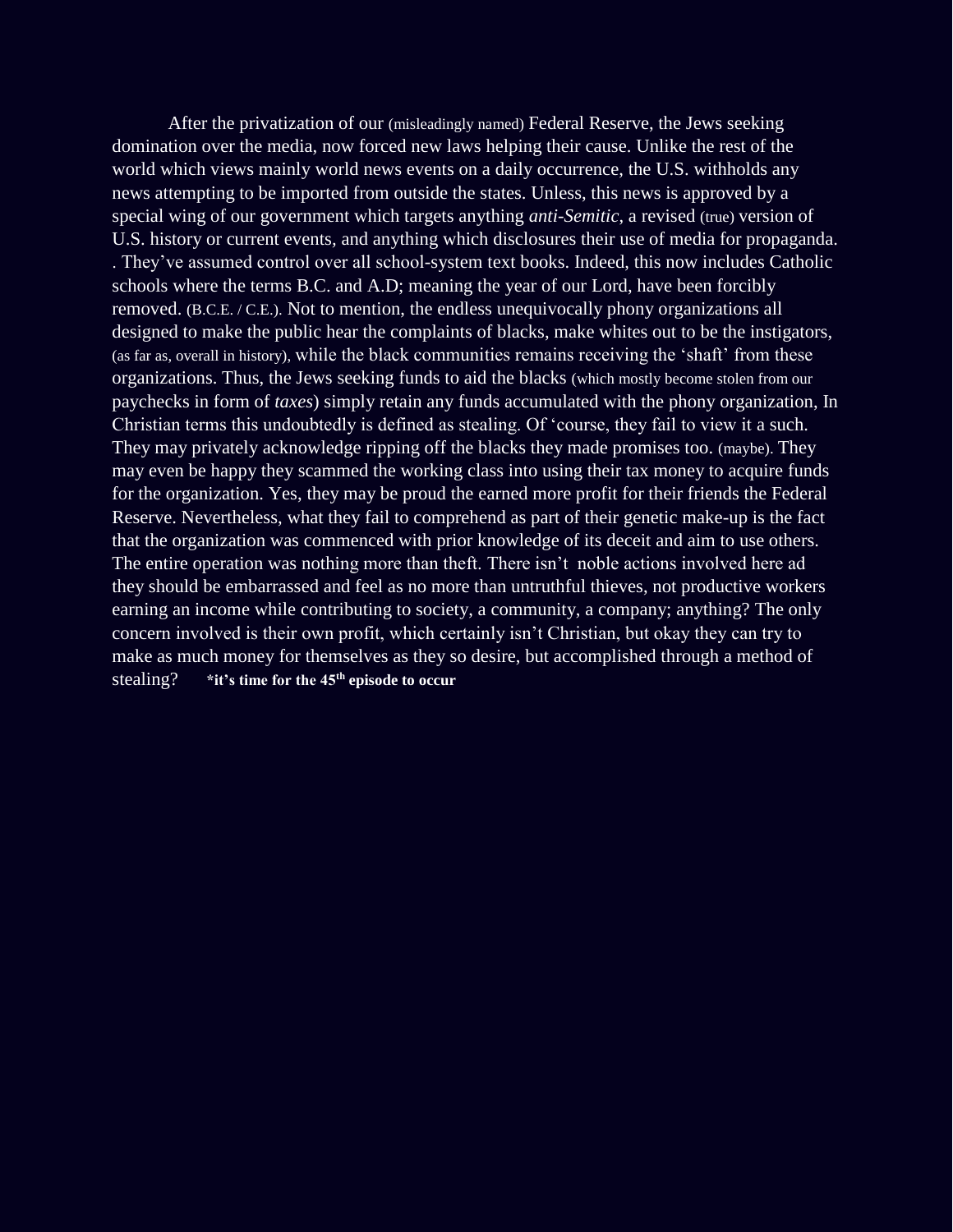After the privatization of our (misleadingly named) Federal Reserve, the Jews seeking domination over the media, now forced new laws helping their cause. Unlike the rest of the world which views mainly world news events on a daily occurrence, the U.S. withholds any news attempting to be imported from outside the states. Unless, this news is approved by a special wing of our government which targets anything *anti-Semitic*, a revised (true) version of U.S. history or current events, and anything which disclosures their use of media for propaganda. . They've assumed control over all school-system text books. Indeed, this now includes Catholic schools where the terms B.C. and A.D; meaning the year of our Lord, have been forcibly removed. (B.C.E. / C.E.). Not to mention, the endless unequivocally phony organizations all designed to make the public hear the complaints of blacks, make whites out to be the instigators, (as far as, overall in history), while the black communities remains receiving the 'shaft' from these organizations. Thus, the Jews seeking funds to aid the blacks (which mostly become stolen from our paychecks in form of *taxes*) simply retain any funds accumulated with the phony organization, In Christian terms this undoubtedly is defined as stealing. Of 'course, they fail to view it a such. They may privately acknowledge ripping off the blacks they made promises too. (maybe). They may even be happy they scammed the working class into using their tax money to acquire funds for the organization. Yes, they may be proud the earned more profit for their friends the Federal Reserve. Nevertheless, what they fail to comprehend as part of their genetic make-up is the fact that the organization was commenced with prior knowledge of its deceit and aim to use others. The entire operation was nothing more than theft. There isn't noble actions involved here ad they should be embarrassed and feel as no more than untruthful thieves, not productive workers earning an income while contributing to society, a community, a company; anything? The only concern involved is their own profit, which certainly isn't Christian, but okay they can try to make as much money for themselves as they so desire, but accomplished through a method of stealing? **\*it's time for the 45th episode to occur**